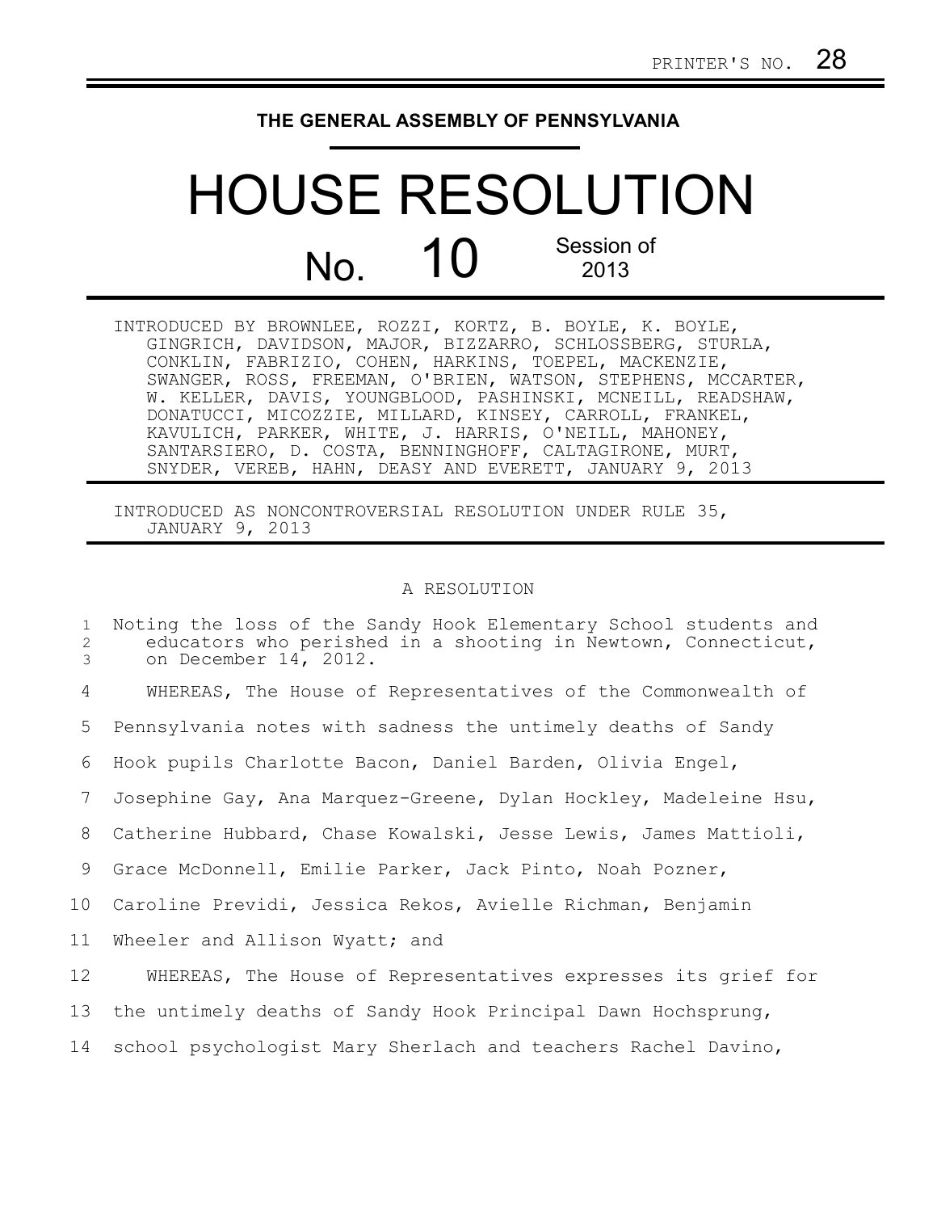PRINTER'S NO. 28

**THE GENERAL ASSEMBLY OF PENNSYLVANIA**

# HOUSE RESOLUTION

## No. 10

Session of 2013

INTRODUCED BY BROWNLEE, ROZZI, KORTZ, B. BOYLE, K. BOYLE, GINGRICH, DAVIDSON, MAJOR, BIZZARRO, SCHLOSSBERG, STURLA, CONKLIN, FABRIZIO, COHEN, HARKINS, TOEPEL, MACKENZIE, SWANGER, ROSS, FREEMAN, O'BRIEN, WATSON, STEPHENS, MCCARTER, W. KELLER, DAVIS, YOUNGBLOOD, PASHINSKI, MCNEILL, READSHAW, DONATUCCI, MICOZZIE, MILLARD, KINSEY, CARROLL, FRANKEL, KAVULICH, PARKER, WHITE, J. HARRIS, O'NEILL, MAHONEY, SANTARSIERO, D. COSTA, BENNINGHOFF, CALTAGIRONE, MURT, SNYDER, VEREB, HAHN, DEASY AND EVERETT, JANUARY 9, 2013

INTRODUCED AS NONCONTROVERSIAL RESOLUTION UNDER RULE 35, JANUARY 9, 2013

A RESOLUTION

1 Noting the loss of the Sandy Hook Elementary School students and
2 educators who perished in a shooting in Newtown, Connecticut,
3 on December 14, 2012.

4 WHEREAS, The House of Representatives of the Commonwealth of
5 Pennsylvania notes with sadness the untimely deaths of Sandy
6 Hook pupils Charlotte Bacon, Daniel Barden, Olivia Engel,
7 Josephine Gay, Ana Marquez-Greene, Dylan Hockley, Madeleine Hsu,
8 Catherine Hubbard, Chase Kowalski, Jesse Lewis, James Mattioli,
9 Grace McDonnell, Emilie Parker, Jack Pinto, Noah Pozner,
10 Caroline Previdi, Jessica Rekos, Avielle Richman, Benjamin
11 Wheeler and Allison Wyatt; and

12 WHEREAS, The House of Representatives expresses its grief for
13 the untimely deaths of Sandy Hook Principal Dawn Hochsprung,
14 school psychologist Mary Sherlach and teachers Rachel Davino,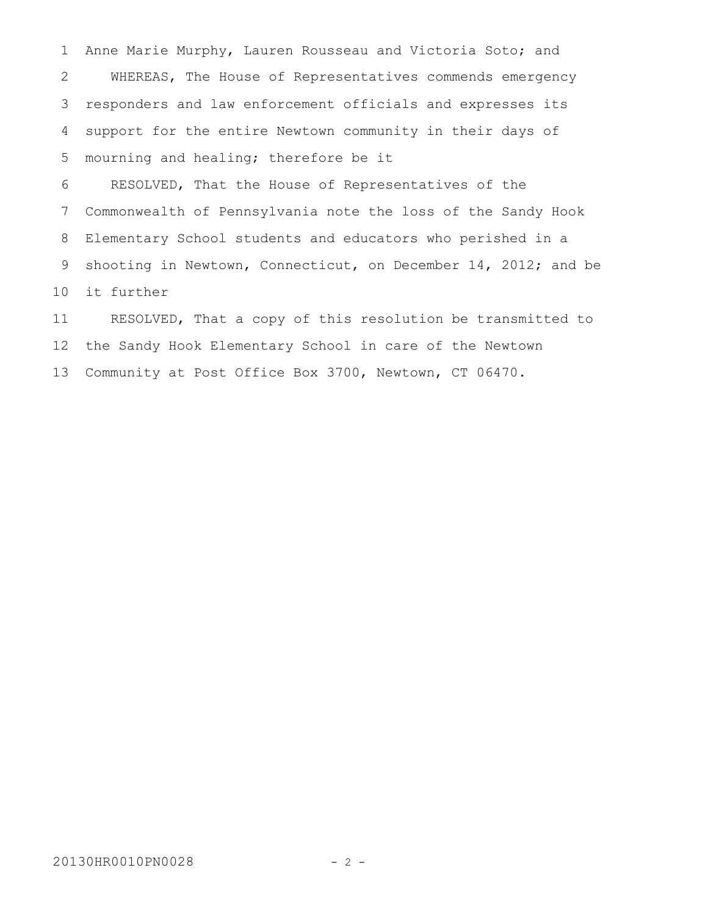Anne Marie Murphy, Lauren Rousseau and Victoria Soto; and

WHEREAS, The House of Representatives commends emergency responders and law enforcement officials and expresses its support for the entire Newtown community in their days of mourning and healing; therefore be it

RESOLVED, That the House of Representatives of the Commonwealth of Pennsylvania note the loss of the Sandy Hook Elementary School students and educators who perished in a shooting in Newtown, Connecticut, on December 14, 2012; and be it further

RESOLVED, That a copy of this resolution be transmitted to the Sandy Hook Elementary School in care of the Newtown Community at Post Office Box 3700, Newtown, CT 06470.